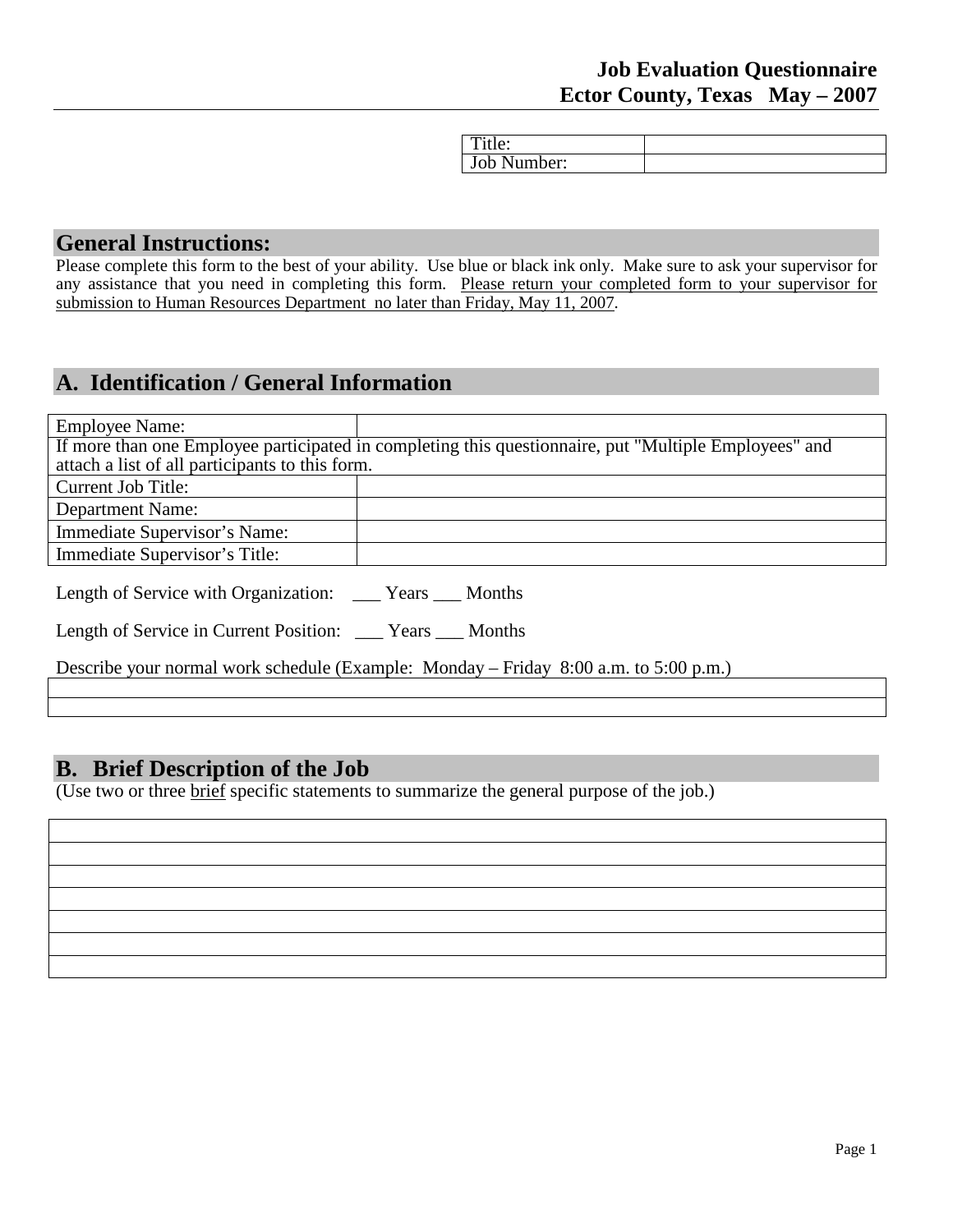# Job Evaluation Questionnaire
# Ector County, Texas May – 2007

| Title: | |
|---|---|
| Job Number: | |

## General Instructions:

Please complete this form to the best of your ability. Use blue or black ink only. Make sure to ask your supervisor for any assistance that you need in completing this form. Please return your completed form to your supervisor for submission to Human Resources Department no later than Friday, May 11, 2007.

## A. Identification / General Information

| Employee Name: | |
|---|---|
| If more than one Employee participated in completing this questionnaire, put "Multiple Employees" and attach a list of all participants to this form. | |
| Current Job Title: | |
| Department Name: | |
| Immediate Supervisor's Name: | |
| Immediate Supervisor's Title: | |

Length of Service with Organization: ___ Years ___ Months

Length of Service in Current Position: ___ Years ___ Months

Describe your normal work schedule (Example: Monday – Friday 8:00 a.m. to 5:00 p.m.)

| |
|---|
| |
| |

## B. Brief Description of the Job

(Use two or three brief specific statements to summarize the general purpose of the job.)

| |
|---|
| |
| |
| |
| |
| |
| |
| |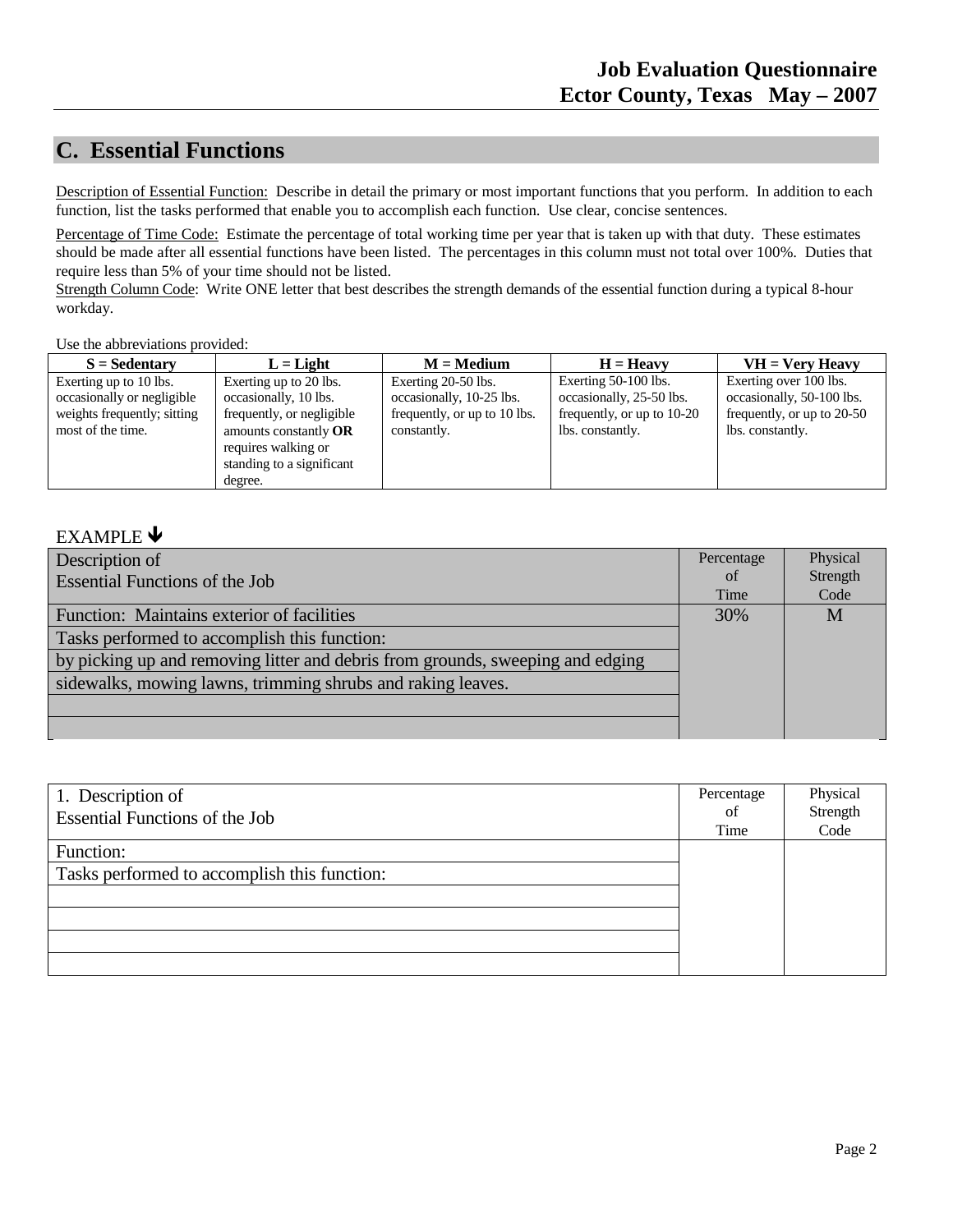## C. Essential Functions

Description of Essential Function: Describe in detail the primary or most important functions that you perform. In addition to each function, list the tasks performed that enable you to accomplish each function. Use clear, concise sentences.

Percentage of Time Code: Estimate the percentage of total working time per year that is taken up with that duty. These estimates should be made after all essential functions have been listed. The percentages in this column must not total over 100%. Duties that require less than 5% of your time should not be listed.

Strength Column Code: Write ONE letter that best describes the strength demands of the essential function during a typical 8-hour workday.

Use the abbreviations provided:

| S = Sedentary | L = Light | M = Medium | H = Heavy | VH = Very Heavy |
|---|---|---|---|---|
| Exerting up to 10 lbs. occasionally or negligible weights frequently; sitting most of the time. | Exerting up to 20 lbs. occasionally, 10 lbs. frequently, or negligible amounts constantly **OR** requires walking or standing to a significant degree. | Exerting 20-50 lbs. occasionally, 10-25 lbs. frequently, or up to 10 lbs. constantly. | Exerting 50-100 lbs. occasionally, 25-50 lbs. frequently, or up to 10-20 lbs. constantly. | Exerting over 100 lbs. occasionally, 50-100 lbs. frequently, or up to 20-50 lbs. constantly. |

EXAMPLE ↓

| Description of Essential Functions of the Job | Percentage of Time | Physical Strength Code |
|---|---|---|
| Function: Maintains exterior of facilities | 30% | M |
| Tasks performed to accomplish this function: | | |
| by picking up and removing litter and debris from grounds, sweeping and edging | | |
| sidewalks, mowing lawns, trimming shrubs and raking leaves. | | |
| | | |
| | | |

| 1. Description of Essential Functions of the Job | Percentage of Time | Physical Strength Code |
|---|---|---|
| Function: | | |
| Tasks performed to accomplish this function: | | |
| | | |
| | | |
| | | |
| | | |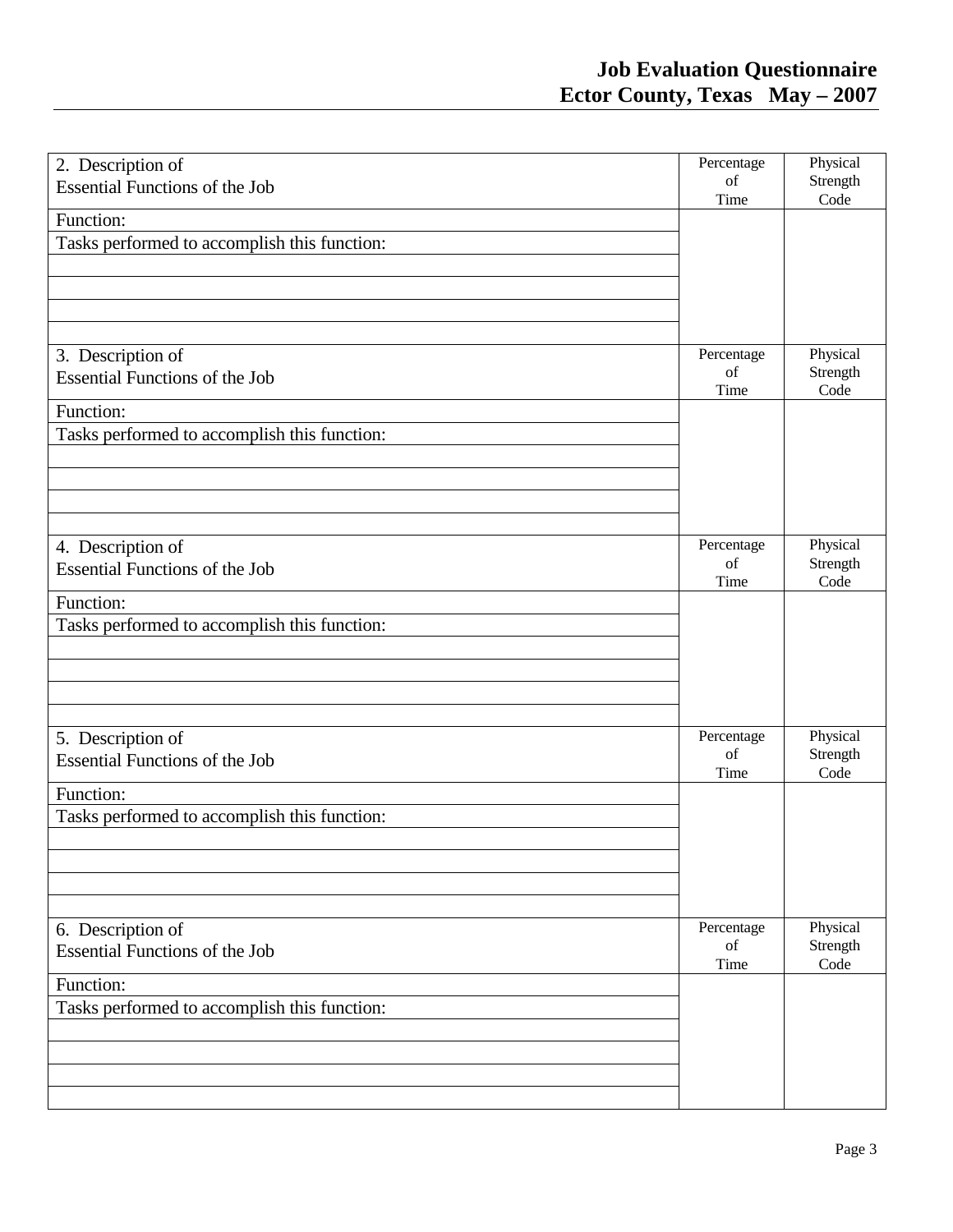| 2. Description of Essential Functions of the Job | Percentage of Time | Physical Strength Code |
|---|---|---|
| Function: | | |
| Tasks performed to accomplish this function: | | |
| | | |
| | | |
| | | |
| | | |

| 3. Description of Essential Functions of the Job | Percentage of Time | Physical Strength Code |
|---|---|---|
| Function: | | |
| Tasks performed to accomplish this function: | | |
| | | |
| | | |
| | | |
| | | |

| 4. Description of Essential Functions of the Job | Percentage of Time | Physical Strength Code |
|---|---|---|
| Function: | | |
| Tasks performed to accomplish this function: | | |
| | | |
| | | |
| | | |
| | | |

| 5. Description of Essential Functions of the Job | Percentage of Time | Physical Strength Code |
|---|---|---|
| Function: | | |
| Tasks performed to accomplish this function: | | |
| | | |
| | | |
| | | |
| | | |

| 6. Description of Essential Functions of the Job | Percentage of Time | Physical Strength Code |
|---|---|---|
| Function: | | |
| Tasks performed to accomplish this function: | | |
| | | |
| | | |
| | | |
| | | |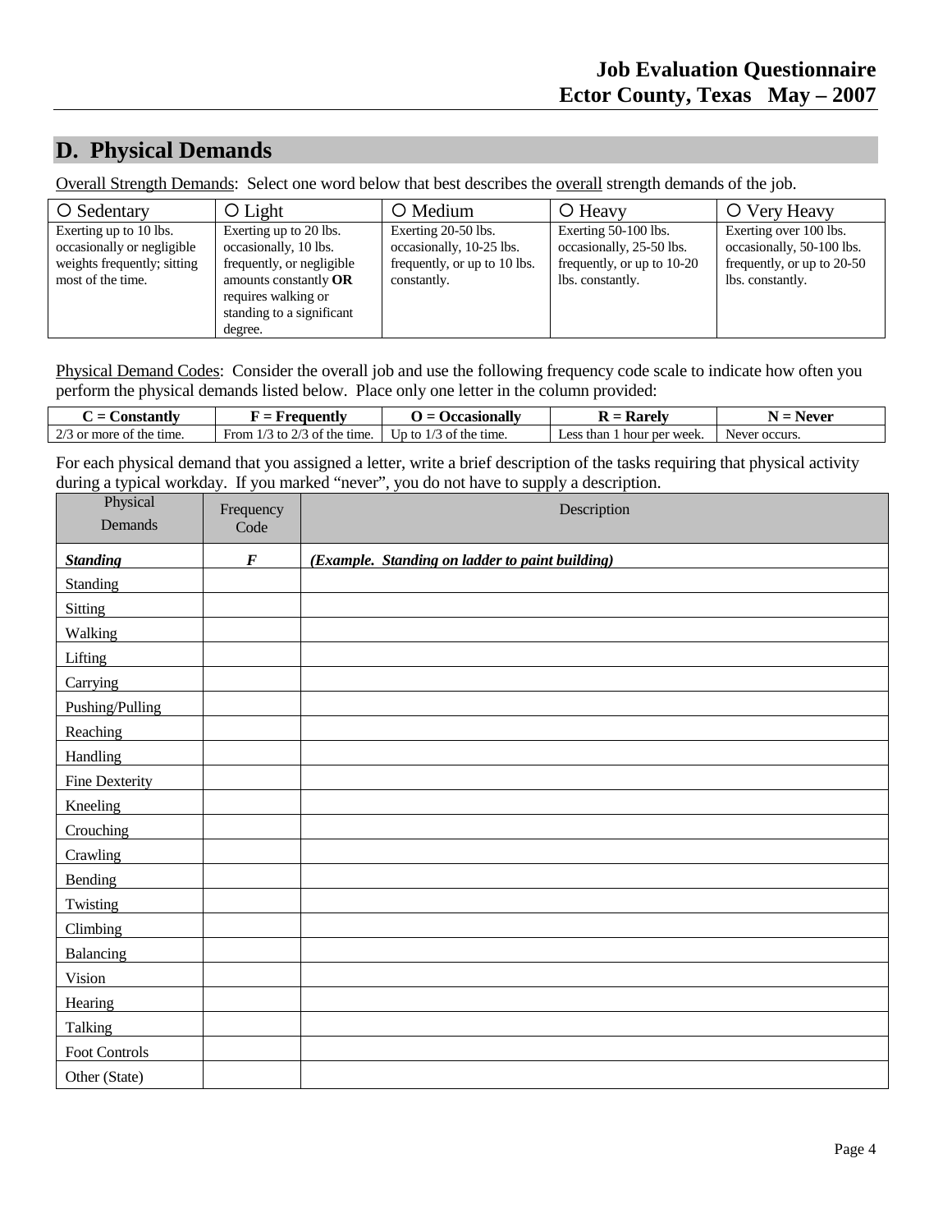## D. Physical Demands

Overall Strength Demands: Select one word below that best describes the overall strength demands of the job.

| ○ Sedentary | ○ Light | ○ Medium | ○ Heavy | ○ Very Heavy |
|---|---|---|---|---|
| Exerting up to 10 lbs. occasionally or negligible weights frequently; sitting most of the time. | Exerting up to 20 lbs. occasionally, 10 lbs. frequently, or negligible amounts constantly **OR** requires walking or standing to a significant degree. | Exerting 20-50 lbs. occasionally, 10-25 lbs. frequently, or up to 10 lbs. constantly. | Exerting 50-100 lbs. occasionally, 25-50 lbs. frequently, or up to 10-20 lbs. constantly. | Exerting over 100 lbs. occasionally, 50-100 lbs. frequently, or up to 20-50 lbs. constantly. |

Physical Demand Codes: Consider the overall job and use the following frequency code scale to indicate how often you perform the physical demands listed below. Place only one letter in the column provided:

| C = Constantly | F = Frequently | O = Occasionally | R = Rarely | N = Never |
|---|---|---|---|---|
| 2/3 or more of the time. | From 1/3 to 2/3 of the time. | Up to 1/3 of the time. | Less than 1 hour per week. | Never occurs. |

For each physical demand that you assigned a letter, write a brief description of the tasks requiring that physical activity during a typical workday. If you marked "never", you do not have to supply a description.

| Physical Demands | Frequency Code | Description |
|---|---|---|
| ***Standing*** | ***F*** | ***(Example. Standing on ladder to paint building)*** |
| Standing | | |
| Sitting | | |
| Walking | | |
| Lifting | | |
| Carrying | | |
| Pushing/Pulling | | |
| Reaching | | |
| Handling | | |
| Fine Dexterity | | |
| Kneeling | | |
| Crouching | | |
| Crawling | | |
| Bending | | |
| Twisting | | |
| Climbing | | |
| Balancing | | |
| Vision | | |
| Hearing | | |
| Talking | | |
| Foot Controls | | |
| Other (State) | | |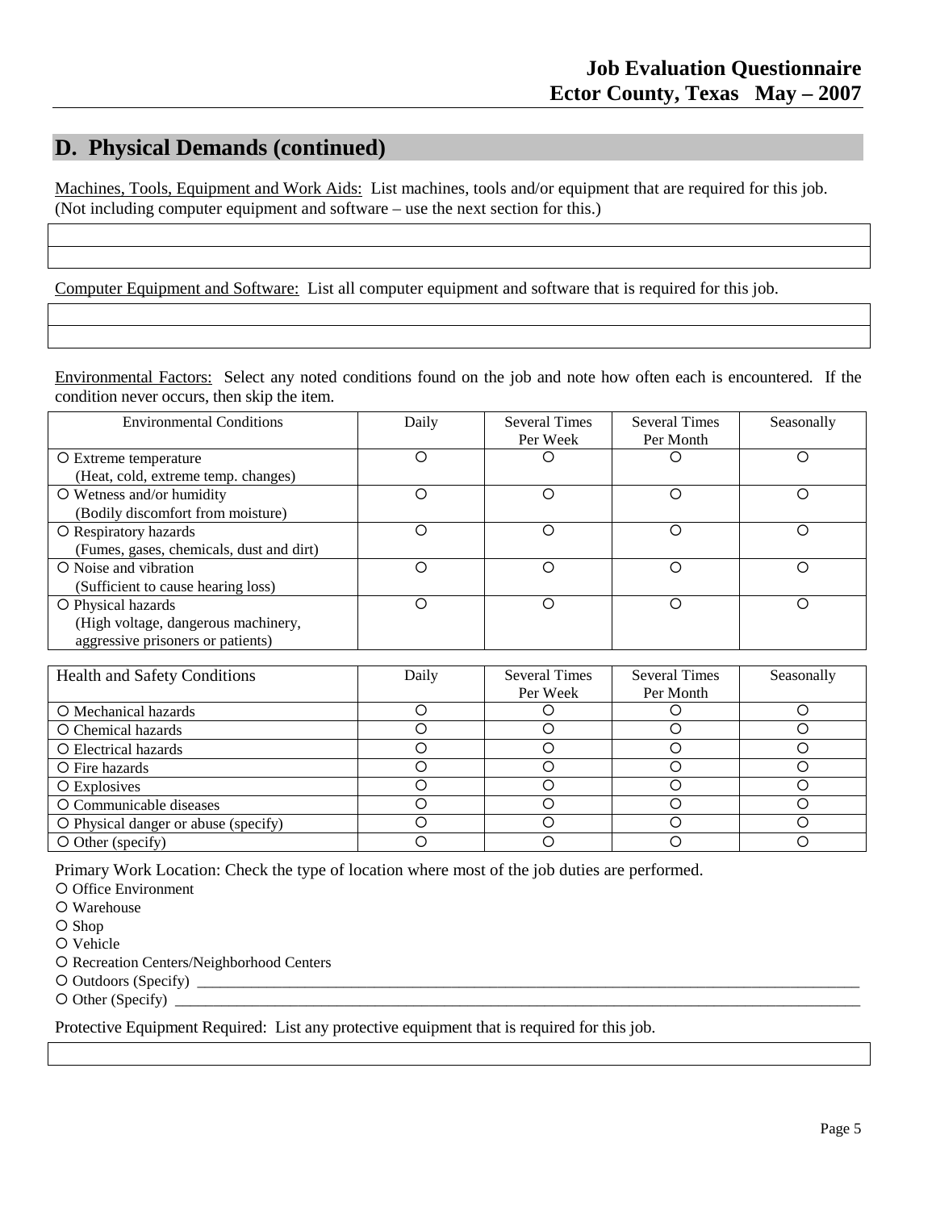## D. Physical Demands (continued)

Machines, Tools, Equipment and Work Aids: List machines, tools and/or equipment that are required for this job. (Not including computer equipment and software – use the next section for this.)

| |
|---|
| |
| |

Computer Equipment and Software: List all computer equipment and software that is required for this job.

| |
|---|
| |
| |

Environmental Factors: Select any noted conditions found on the job and note how often each is encountered. If the condition never occurs, then skip the item.

| Environmental Conditions | Daily | Several Times Per Week | Several Times Per Month | Seasonally |
|---|---|---|---|---|
| ○ Extreme temperature (Heat, cold, extreme temp. changes) | ○ | ○ | ○ | ○ |
| ○ Wetness and/or humidity (Bodily discomfort from moisture) | ○ | ○ | ○ | ○ |
| ○ Respiratory hazards (Fumes, gases, chemicals, dust and dirt) | ○ | ○ | ○ | ○ |
| ○ Noise and vibration (Sufficient to cause hearing loss) | ○ | ○ | ○ | ○ |
| ○ Physical hazards (High voltage, dangerous machinery, aggressive prisoners or patients) | ○ | ○ | ○ | ○ |

| Health and Safety Conditions | Daily | Several Times Per Week | Several Times Per Month | Seasonally |
|---|---|---|---|---|
| ○ Mechanical hazards | ○ | ○ | ○ | ○ |
| ○ Chemical hazards | ○ | ○ | ○ | ○ |
| ○ Electrical hazards | ○ | ○ | ○ | ○ |
| ○ Fire hazards | ○ | ○ | ○ | ○ |
| ○ Explosives | ○ | ○ | ○ | ○ |
| ○ Communicable diseases | ○ | ○ | ○ | ○ |
| ○ Physical danger or abuse (specify) | ○ | ○ | ○ | ○ |
| ○ Other (specify) | ○ | ○ | ○ | ○ |

Primary Work Location: Check the type of location where most of the job duties are performed.

○ Office Environment
○ Warehouse
○ Shop
○ Vehicle
○ Recreation Centers/Neighborhood Centers
○ Outdoors (Specify) ______________________________________________________________________________
○ Other (Specify) ________________________________________________________________________________

Protective Equipment Required: List any protective equipment that is required for this job.

| |
|---|
| |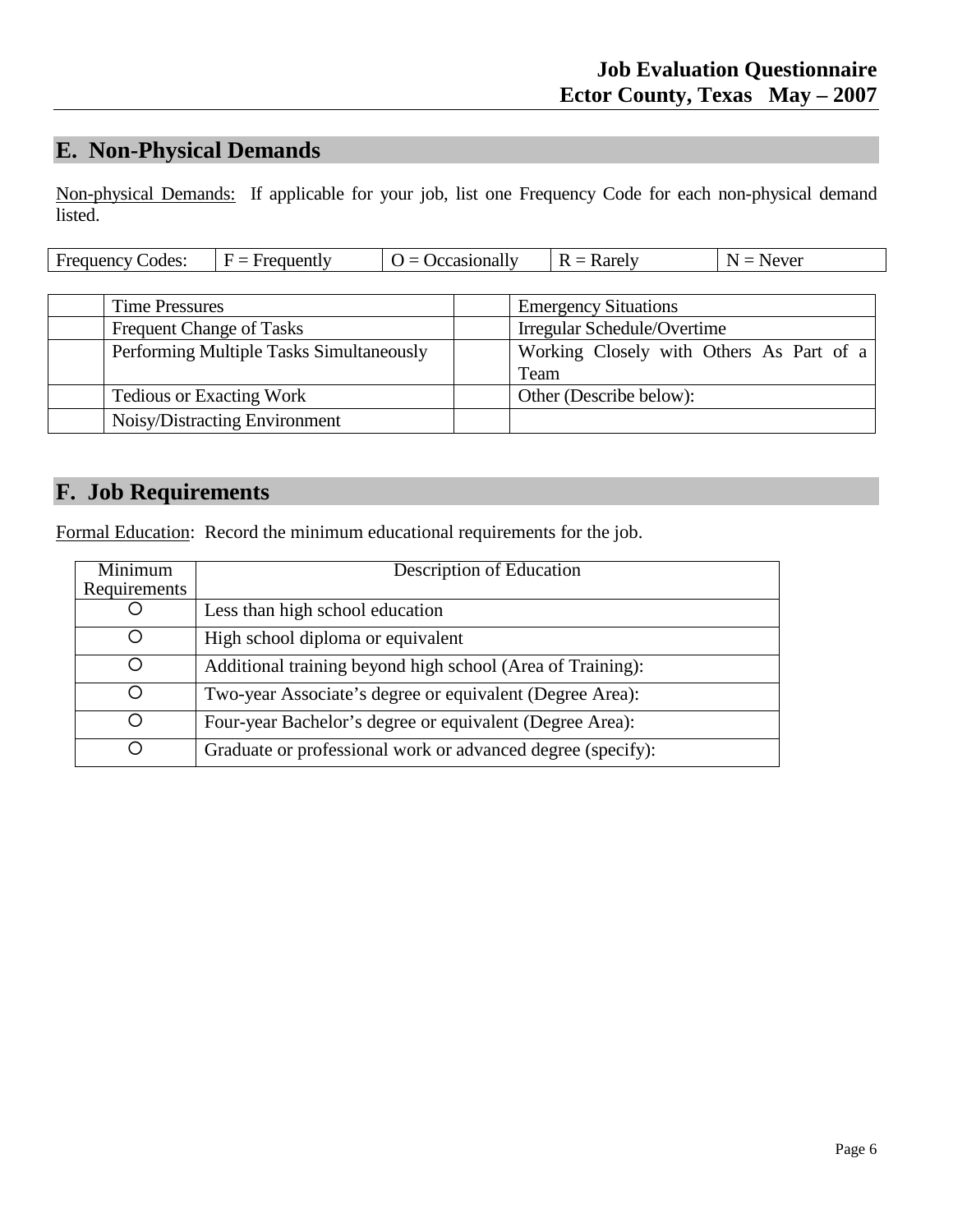## E. Non-Physical Demands

Non-physical Demands: If applicable for your job, list one Frequency Code for each non-physical demand listed.

| Frequency Codes: | F = Frequently | O = Occasionally | R = Rarely | N = Never |
|---|---|---|---|---|

| | | | |
|---|---|---|---|
| | Time Pressures | | Emergency Situations |
| | Frequent Change of Tasks | | Irregular Schedule/Overtime |
| | Performing Multiple Tasks Simultaneously | | Working Closely with Others As Part of a Team |
| | Tedious or Exacting Work | | Other (Describe below): |
| | Noisy/Distracting Environment | | |

## F. Job Requirements

Formal Education: Record the minimum educational requirements for the job.

| Minimum Requirements | Description of Education |
|---|---|
| ○ | Less than high school education |
| ○ | High school diploma or equivalent |
| ○ | Additional training beyond high school (Area of Training): |
| ○ | Two-year Associate's degree or equivalent (Degree Area): |
| ○ | Four-year Bachelor's degree or equivalent (Degree Area): |
| ○ | Graduate or professional work or advanced degree (specify): |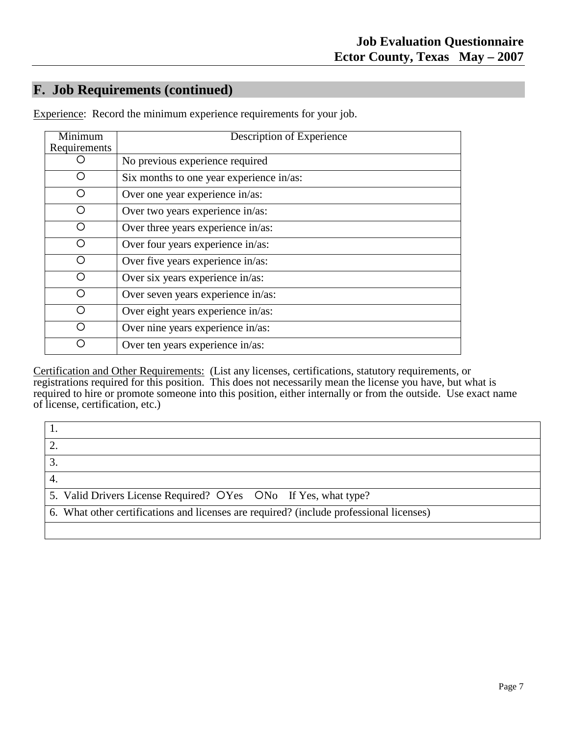## F. Job Requirements (continued)

Experience: Record the minimum experience requirements for your job.

| Minimum Requirements | Description of Experience |
|---|---|
| ○ | No previous experience required |
| ○ | Six months to one year experience in/as: |
| ○ | Over one year experience in/as: |
| ○ | Over two years experience in/as: |
| ○ | Over three years experience in/as: |
| ○ | Over four years experience in/as: |
| ○ | Over five years experience in/as: |
| ○ | Over six years experience in/as: |
| ○ | Over seven years experience in/as: |
| ○ | Over eight years experience in/as: |
| ○ | Over nine years experience in/as: |
| ○ | Over ten years experience in/as: |

Certification and Other Requirements: (List any licenses, certifications, statutory requirements, or registrations required for this position. This does not necessarily mean the license you have, but what is required to hire or promote someone into this position, either internally or from the outside. Use exact name of license, certification, etc.)

| |
|---|
| 1. |
| 2. |
| 3. |
| 4. |
| 5. Valid Drivers License Required? ○Yes ○No If Yes, what type? |
| 6. What other certifications and licenses are required? (include professional licenses) |
| |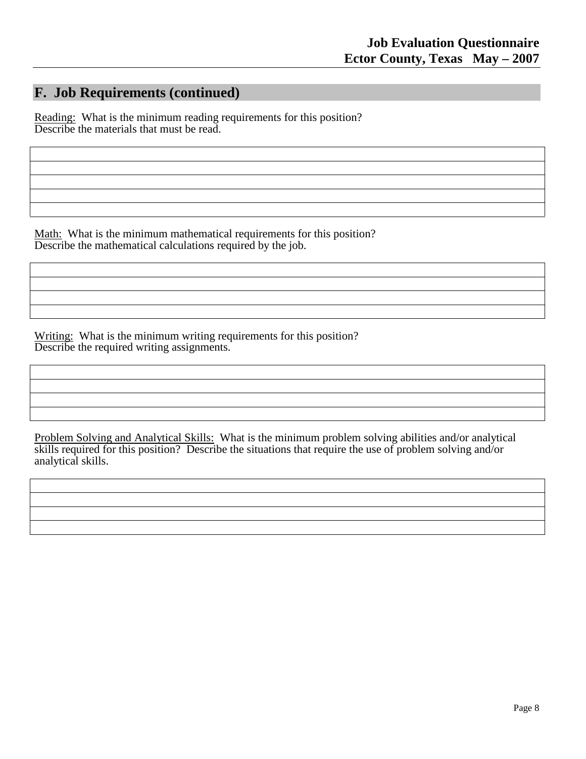## F. Job Requirements (continued)

Reading: What is the minimum reading requirements for this position?
Describe the materials that must be read.

| |
|---|
| |
| |
| |
| |

Math: What is the minimum mathematical requirements for this position?
Describe the mathematical calculations required by the job.

| |
|---|
| |
| |
| |

Writing: What is the minimum writing requirements for this position?
Describe the required writing assignments.

| |
|---|
| |
| |
| |

Problem Solving and Analytical Skills: What is the minimum problem solving abilities and/or analytical skills required for this position? Describe the situations that require the use of problem solving and/or analytical skills.

| |
|---|
| |
| |
| |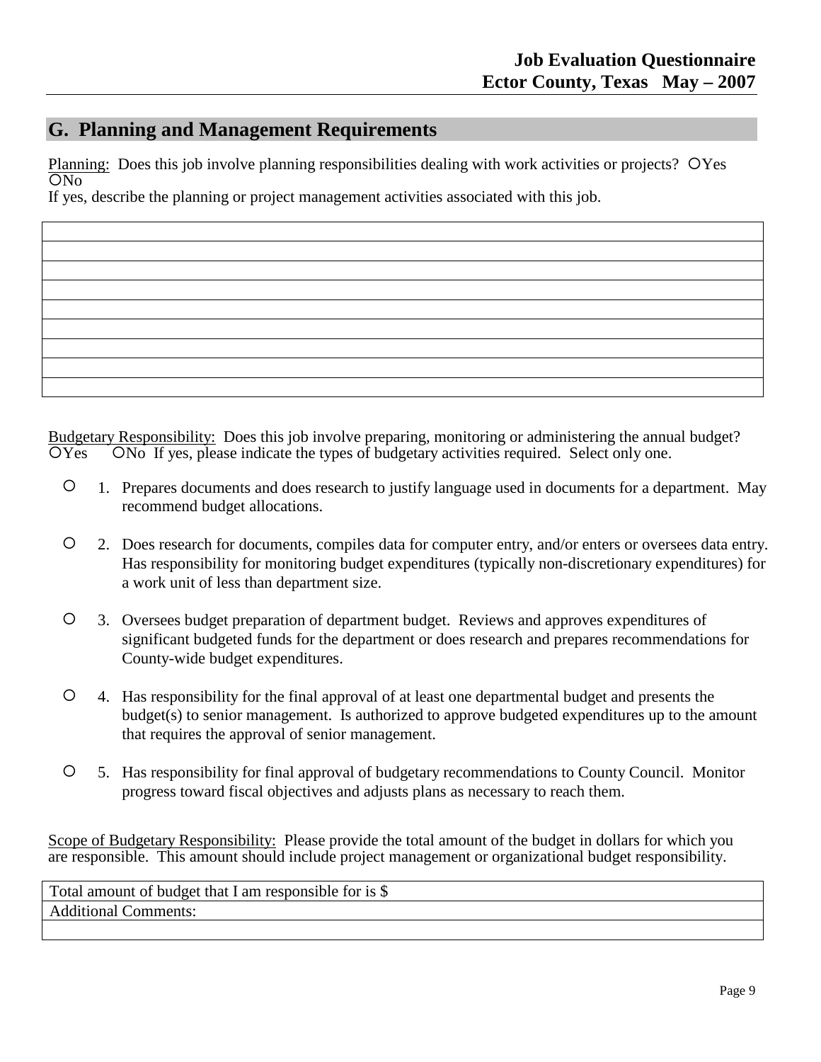## G. Planning and Management Requirements

Planning: Does this job involve planning responsibilities dealing with work activities or projects? ○Yes ○No

If yes, describe the planning or project management activities associated with this job.

| |
|---|
| |
| |
| |
| |
| |
| |
| |
| |

Budgetary Responsibility: Does this job involve preparing, monitoring or administering the annual budget? ○Yes ○No If yes, please indicate the types of budgetary activities required. Select only one.

○ 1. Prepares documents and does research to justify language used in documents for a department. May recommend budget allocations.

○ 2. Does research for documents, compiles data for computer entry, and/or enters or oversees data entry. Has responsibility for monitoring budget expenditures (typically non-discretionary expenditures) for a work unit of less than department size.

○ 3. Oversees budget preparation of department budget. Reviews and approves expenditures of significant budgeted funds for the department or does research and prepares recommendations for County-wide budget expenditures.

○ 4. Has responsibility for the final approval of at least one departmental budget and presents the budget(s) to senior management. Is authorized to approve budgeted expenditures up to the amount that requires the approval of senior management.

○ 5. Has responsibility for final approval of budgetary recommendations to County Council. Monitor progress toward fiscal objectives and adjusts plans as necessary to reach them.

Scope of Budgetary Responsibility: Please provide the total amount of the budget in dollars for which you are responsible. This amount should include project management or organizational budget responsibility.

| Total amount of budget that I am responsible for is $ |
|---|
| Additional Comments: |
| |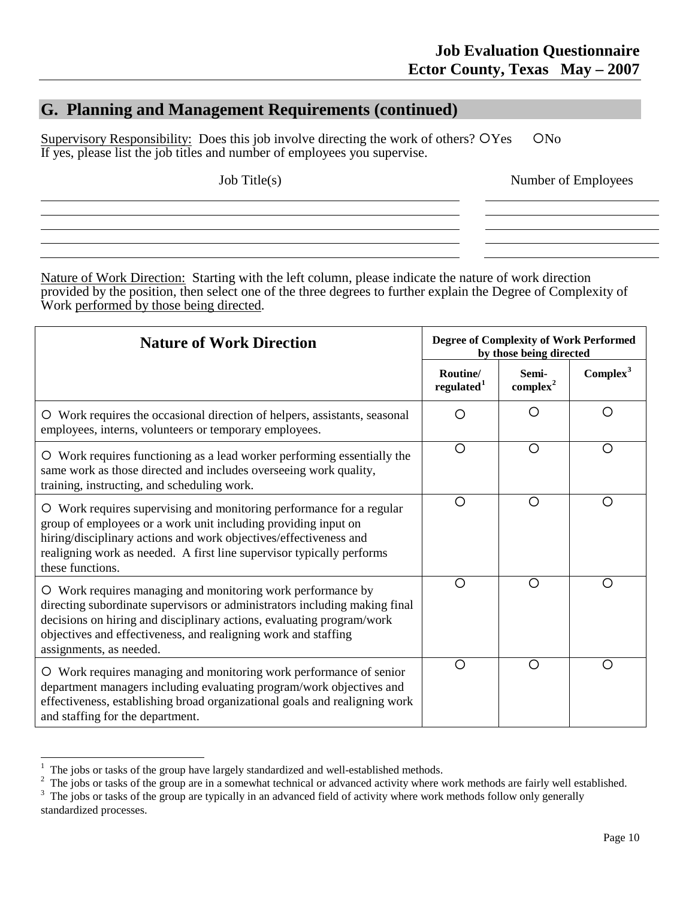## G. Planning and Management Requirements (continued)

Supervisory Responsibility: Does this job involve directing the work of others? ○Yes ○No
If yes, please list the job titles and number of employees you supervise.

| Job Title(s) | Number of Employees |
|---|---|
| | |
| | |
| | |
| | |
| | |

Nature of Work Direction: Starting with the left column, please indicate the nature of work direction provided by the position, then select one of the three degrees to further explain the Degree of Complexity of Work performed by those being directed.

| Nature of Work Direction | Degree of Complexity of Work Performed by those being directed | | |
|---|---|---|---|
| | Routine/ regulated[1] | Semi-complex[2] | Complex[3] |
| ○ Work requires the occasional direction of helpers, assistants, seasonal employees, interns, volunteers or temporary employees. | ○ | ○ | ○ |
| ○ Work requires functioning as a lead worker performing essentially the same work as those directed and includes overseeing work quality, training, instructing, and scheduling work. | ○ | ○ | ○ |
| ○ Work requires supervising and monitoring performance for a regular group of employees or a work unit including providing input on hiring/disciplinary actions and work objectives/effectiveness and realigning work as needed. A first line supervisor typically performs these functions. | ○ | ○ | ○ |
| ○ Work requires managing and monitoring work performance by directing subordinate supervisors or administrators including making final decisions on hiring and disciplinary actions, evaluating program/work objectives and effectiveness, and realigning work and staffing assignments, as needed. | ○ | ○ | ○ |
| ○ Work requires managing and monitoring work performance of senior department managers including evaluating program/work objectives and effectiveness, establishing broad organizational goals and realigning work and staffing for the department. | ○ | ○ | ○ |

[1] The jobs or tasks of the group have largely standardized and well-established methods.
[2] The jobs or tasks of the group are in a somewhat technical or advanced activity where work methods are fairly well established.
[3] The jobs or tasks of the group are typically in an advanced field of activity where work methods follow only generally standardized processes.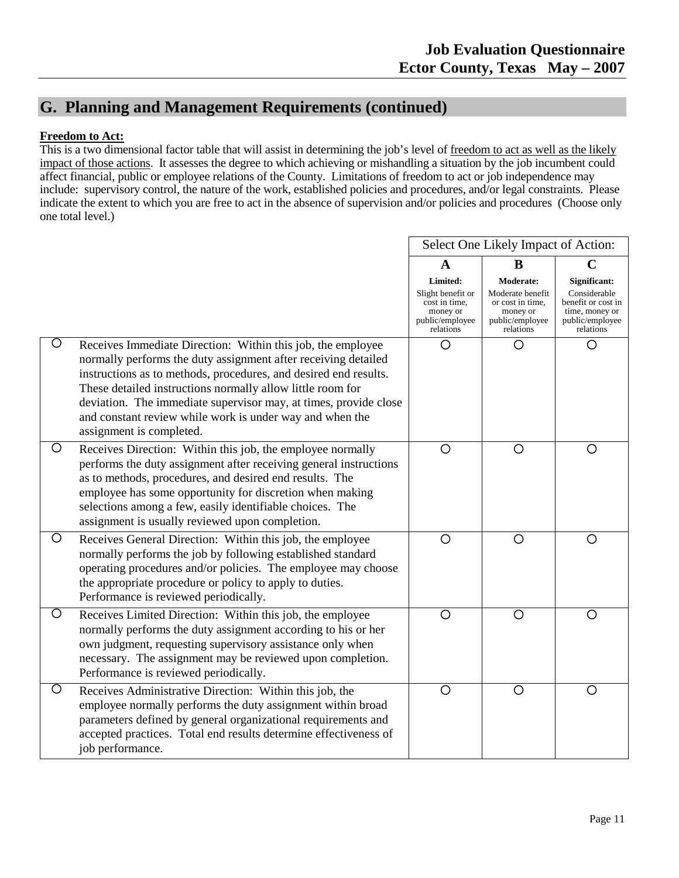## G. Planning and Management Requirements (continued)

**Freedom to Act:**

This is a two dimensional factor table that will assist in determining the job's level of freedom to act as well as the likely impact of those actions. It assesses the degree to which achieving or mishandling a situation by the job incumbent could affect financial, public or employee relations of the County. Limitations of freedom to act or job independence may include: supervisory control, the nature of the work, established policies and procedures, and/or legal constraints. Please indicate the extent to which you are free to act in the absence of supervision and/or policies and procedures (Choose only one total level.)

| | | Select One Likely Impact of Action: | | |
|---|---|---|---|---|
| | | **A** | **B** | **C** |
| | | **Limited:** Slight benefit or cost in time, money or public/employee relations | **Moderate:** Moderate benefit or cost in time, money or public/employee relations | **Significant:** Considerable benefit or cost in time, money or public/employee relations |
| ○ | Receives Immediate Direction: Within this job, the employee normally performs the duty assignment after receiving detailed instructions as to methods, procedures, and desired end results. These detailed instructions normally allow little room for deviation. The immediate supervisor may, at times, provide close and constant review while work is under way and when the assignment is completed. | ○ | ○ | ○ |
| ○ | Receives Direction: Within this job, the employee normally performs the duty assignment after receiving general instructions as to methods, procedures, and desired end results. The employee has some opportunity for discretion when making selections among a few, easily identifiable choices. The assignment is usually reviewed upon completion. | ○ | ○ | ○ |
| ○ | Receives General Direction: Within this job, the employee normally performs the job by following established standard operating procedures and/or policies. The employee may choose the appropriate procedure or policy to apply to duties. Performance is reviewed periodically. | ○ | ○ | ○ |
| ○ | Receives Limited Direction: Within this job, the employee normally performs the duty assignment according to his or her own judgment, requesting supervisory assistance only when necessary. The assignment may be reviewed upon completion. Performance is reviewed periodically. | ○ | ○ | ○ |
| ○ | Receives Administrative Direction: Within this job, the employee normally performs the duty assignment within broad parameters defined by general organizational requirements and accepted practices. Total end results determine effectiveness of job performance. | ○ | ○ | ○ |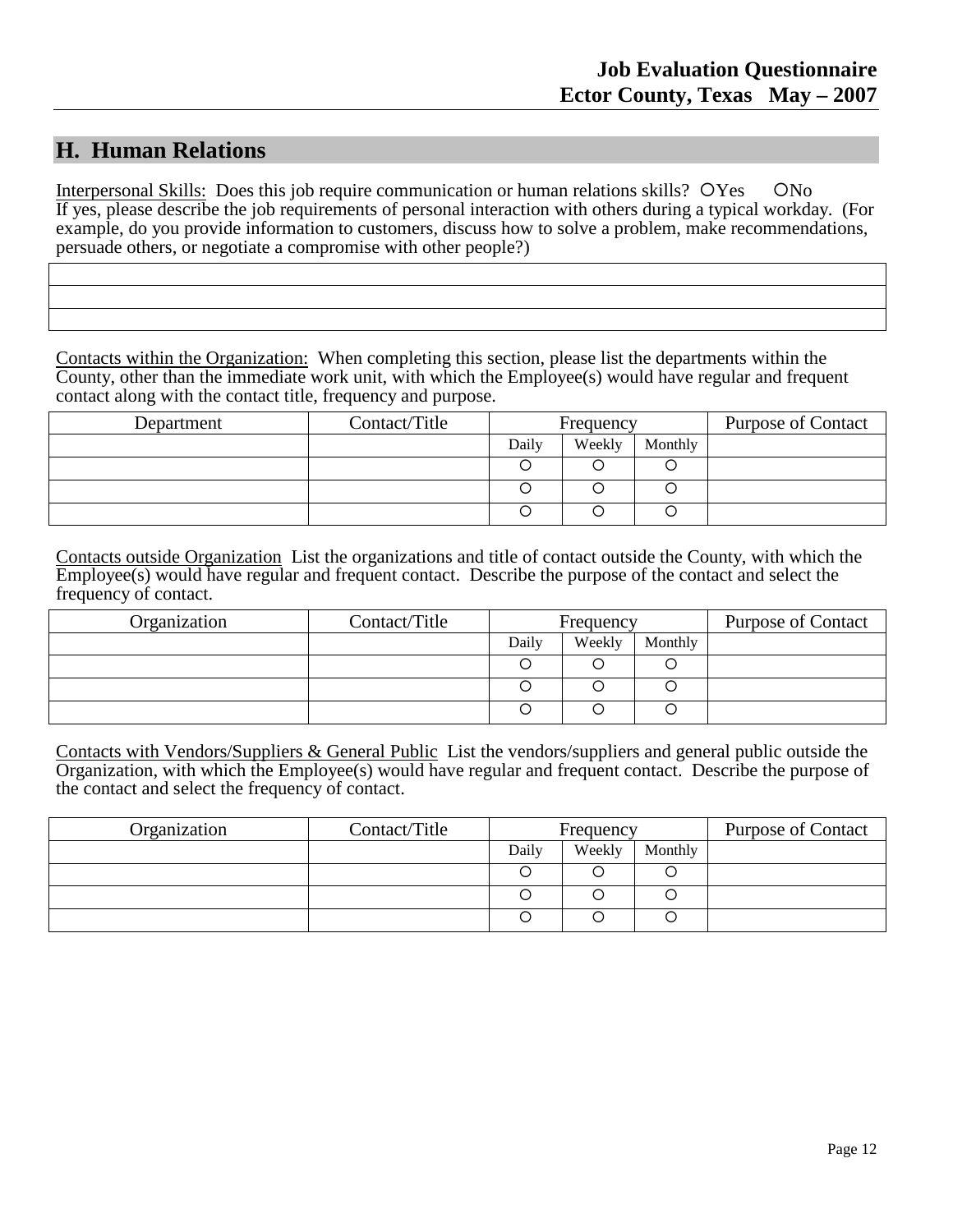## H. Human Relations

Interpersonal Skills: Does this job require communication or human relations skills? ○Yes ○No
If yes, please describe the job requirements of personal interaction with others during a typical workday. (For example, do you provide information to customers, discuss how to solve a problem, make recommendations, persuade others, or negotiate a compromise with other people?)

| |
|---|
| |
| |
| |

Contacts within the Organization: When completing this section, please list the departments within the County, other than the immediate work unit, with which the Employee(s) would have regular and frequent contact along with the contact title, frequency and purpose.

| Department | Contact/Title | Frequency | | | Purpose of Contact |
|---|---|---|---|---|---|
| | | Daily | Weekly | Monthly | |
| | | ○ | ○ | ○ | |
| | | ○ | ○ | ○ | |
| | | ○ | ○ | ○ | |

Contacts outside Organization List the organizations and title of contact outside the County, with which the Employee(s) would have regular and frequent contact. Describe the purpose of the contact and select the frequency of contact.

| Organization | Contact/Title | Frequency | | | Purpose of Contact |
|---|---|---|---|---|---|
| | | Daily | Weekly | Monthly | |
| | | ○ | ○ | ○ | |
| | | ○ | ○ | ○ | |
| | | ○ | ○ | ○ | |

Contacts with Vendors/Suppliers & General Public List the vendors/suppliers and general public outside the Organization, with which the Employee(s) would have regular and frequent contact. Describe the purpose of the contact and select the frequency of contact.

| Organization | Contact/Title | Frequency | | | Purpose of Contact |
|---|---|---|---|---|---|
| | | Daily | Weekly | Monthly | |
| | | ○ | ○ | ○ | |
| | | ○ | ○ | ○ | |
| | | ○ | ○ | ○ | |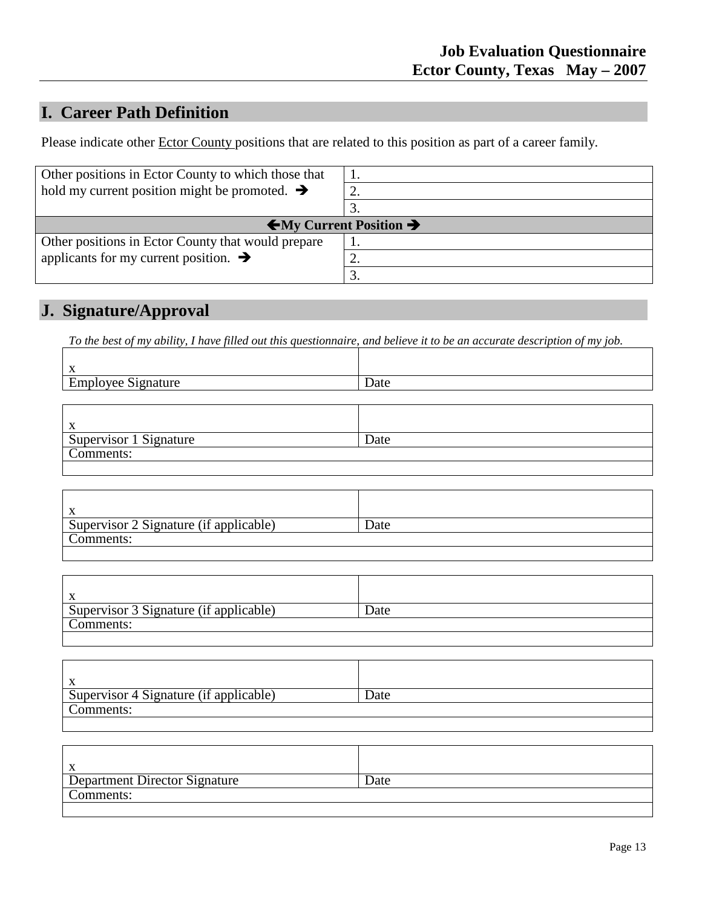## I. Career Path Definition

Please indicate other Ector County positions that are related to this position as part of a career family.

| | |
|---|---|
| Other positions in Ector County to which those that hold my current position might be promoted. ➔ | 1. |
| | 2. |
| | 3. |
| **🡐My Current Position ➔** | |
| Other positions in Ector County that would prepare applicants for my current position. ➔ | 1. |
| | 2. |
| | 3. |

## J. Signature/Approval

*To the best of my ability, I have filled out this questionnaire, and believe it to be an accurate description of my job.*

| | |
|---|---|
| x | |
| Employee Signature | Date |

| | |
|---|---|
| x | |
| Supervisor 1 Signature | Date |
| Comments: | |
| | |

| | |
|---|---|
| x | |
| Supervisor 2 Signature (if applicable) | Date |
| Comments: | |
| | |

| | |
|---|---|
| x | |
| Supervisor 3 Signature (if applicable) | Date |
| Comments: | |
| | |

| | |
|---|---|
| x | |
| Supervisor 4 Signature (if applicable) | Date |
| Comments: | |
| | |

| | |
|---|---|
| x | |
| Department Director Signature | Date |
| Comments: | |
| | |